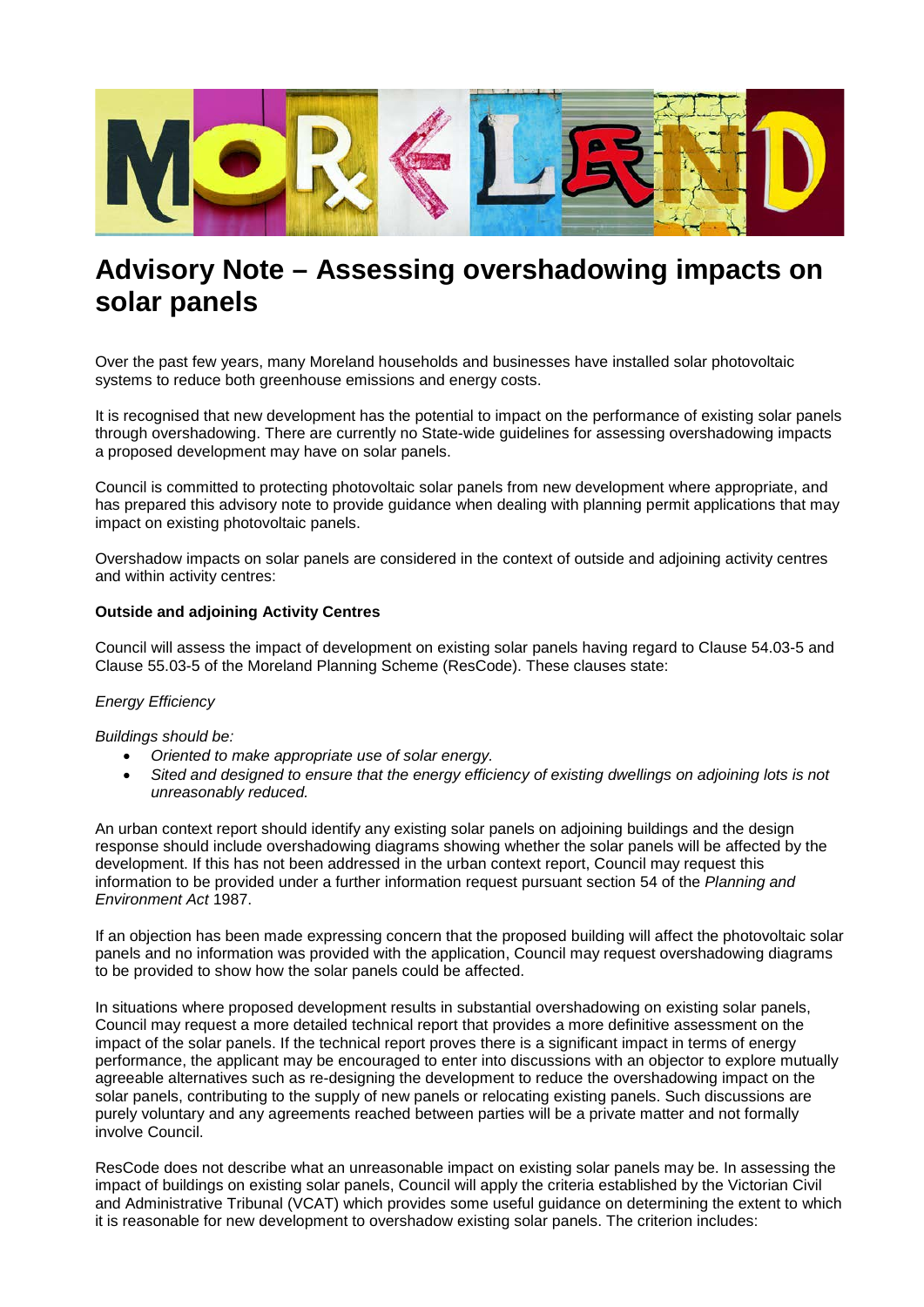# Advisory Note – Assessing overshadowing impacts on solar panels

Over the past few years, many Moreland households and businesses have installed solar photovoltaic systems to reduce both greenhouse emissions and energy costs.

It is recognised that new development has the potential to impact on the performance of existing solar panels through overshadowing. There are currently no State-wide guidelines for assessing overshadowing impacts a proposed development may have on solar panels.

Council is committed to protecting photovoltaic solar panels from new development where appropriate, and has prepared this advisory note to provide guidance when dealing with planning permit applications that may impact on existing photovoltaic panels.

Overshadow impacts on solar panels are considered in the context of outside and adjoining activity centres and within activity centres:

**Outside and adjoining Activity Centres**

Council will assess the impact of development on existing solar panels having regard to Clause 54.03-5 and Clause 55.03-5 of the Moreland Planning Scheme (ResCode). These clauses state:

*Energy Efficiency*

*Buildings should be:*

- *Oriented to make appropriate use of solar energy.*
- *Sited and designed to ensure that the energy efficiency of existing dwellings on adjoining lots is not unreasonably reduced.*

An urban context report should identify any existing solar panels on adjoining buildings and the design response should include overshadowing diagrams showing whether the solar panels will be affected by the development. If this has not been addressed in the urban context report, Council may request this information to be provided under a further information request pursuant section 54 of the *Planning and Environment Act* 1987.

If an objection has been made expressing concern that the proposed building will affect the photovoltaic solar panels and no information was provided with the application, Council may request overshadowing diagrams to be provided to show how the solar panels could be affected.

In situations where proposed development results in substantial overshadowing on existing solar panels, Council may request a more detailed technical report that provides a more definitive assessment on the impact of the solar panels. If the technical report proves there is a significant impact in terms of energy performance, the applicant may be encouraged to enter into discussions with an objector to explore mutually agreeable alternatives such as re-designing the development to reduce the overshadowing impact on the solar panels, contributing to the supply of new panels or relocating existing panels. Such discussions are purely voluntary and any agreements reached between parties will be a private matter and not formally involve Council.

ResCode does not describe what an unreasonable impact on existing solar panels may be. In assessing the impact of buildings on existing solar panels, Council will apply the criteria established by the Victorian Civil and Administrative Tribunal (VCAT) which provides some useful guidance on determining the extent to which it is reasonable for new development to overshadow existing solar panels. The criterion includes: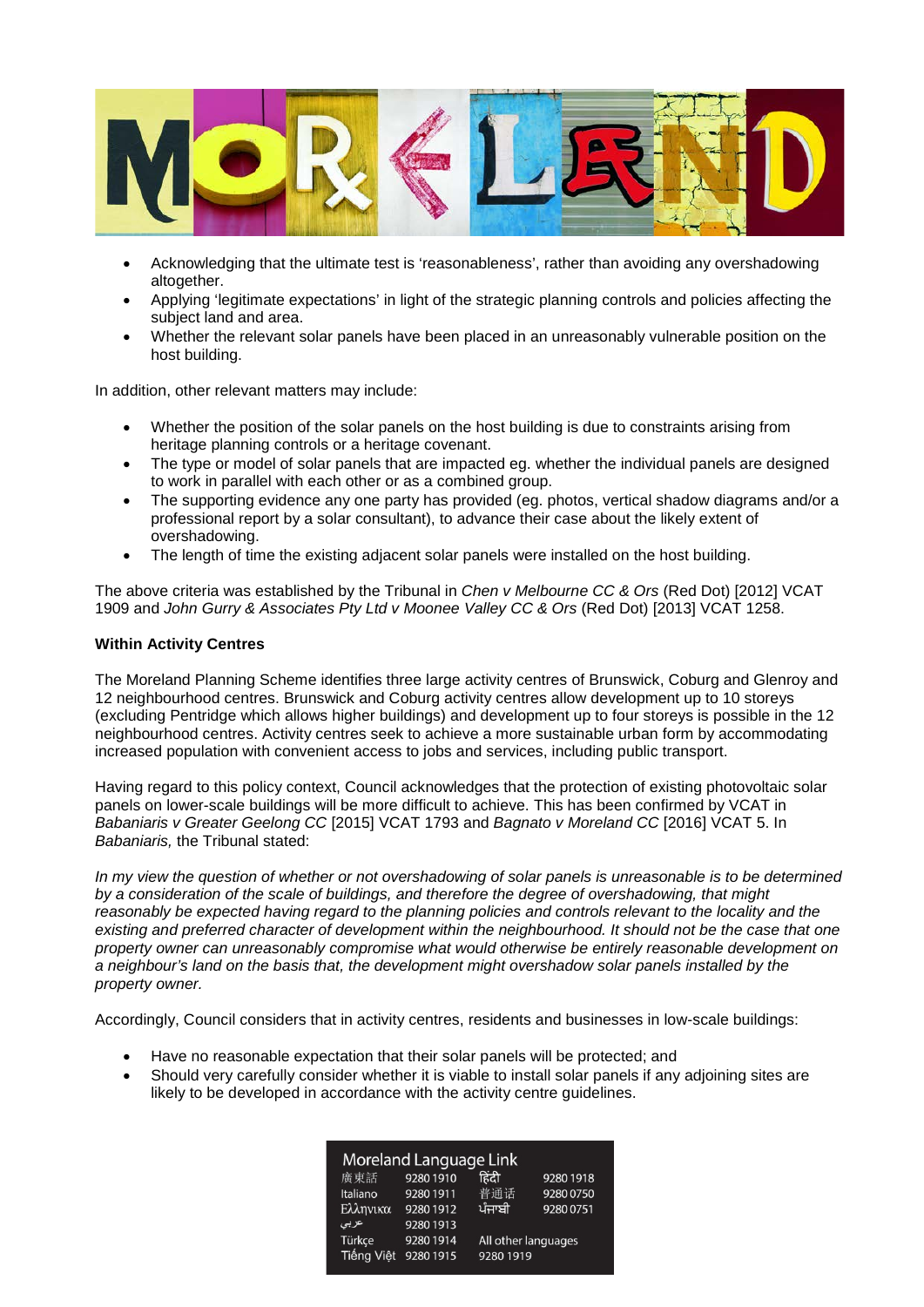- Acknowledging that the ultimate test is 'reasonableness', rather than avoiding any overshadowing altogether.
- Applying 'legitimate expectations' in light of the strategic planning controls and policies affecting the subject land and area.
- Whether the relevant solar panels have been placed in an unreasonably vulnerable position on the host building.

In addition, other relevant matters may include:

- Whether the position of the solar panels on the host building is due to constraints arising from heritage planning controls or a heritage covenant.
- The type or model of solar panels that are impacted eg. whether the individual panels are designed to work in parallel with each other or as a combined group.
- The supporting evidence any one party has provided (eg. photos, vertical shadow diagrams and/or a professional report by a solar consultant), to advance their case about the likely extent of overshadowing.
- The length of time the existing adjacent solar panels were installed on the host building.

The above criteria was established by the Tribunal in *Chen v Melbourne CC & Ors* (Red Dot) [2012] VCAT 1909 and *John Gurry & Associates Pty Ltd v Moonee Valley CC & Ors* (Red Dot) [2013] VCAT 1258.

**Within Activity Centres**

The Moreland Planning Scheme identifies three large activity centres of Brunswick, Coburg and Glenroy and 12 neighbourhood centres. Brunswick and Coburg activity centres allow development up to 10 storeys (excluding Pentridge which allows higher buildings) and development up to four storeys is possible in the 12 neighbourhood centres. Activity centres seek to achieve a more sustainable urban form by accommodating increased population with convenient access to jobs and services, including public transport.

Having regard to this policy context, Council acknowledges that the protection of existing photovoltaic solar panels on lower-scale buildings will be more difficult to achieve. This has been confirmed by VCAT in *Babaniaris v Greater Geelong CC* [2015] VCAT 1793 and *Bagnato v Moreland CC* [2016] VCAT 5. In *Babaniaris,* the Tribunal stated:

*In my view the question of whether or not overshadowing of solar panels is unreasonable is to be determined by a consideration of the scale of buildings, and therefore the degree of overshadowing, that might reasonably be expected having regard to the planning policies and controls relevant to the locality and the existing and preferred character of development within the neighbourhood. It should not be the case that one property owner can unreasonably compromise what would otherwise be entirely reasonable development on a neighbour's land on the basis that, the development might overshadow solar panels installed by the property owner.*

Accordingly, Council considers that in activity centres, residents and businesses in low-scale buildings:

- Have no reasonable expectation that their solar panels will be protected; and
- Should very carefully consider whether it is viable to install solar panels if any adjoining sites are likely to be developed in accordance with the activity centre guidelines.

Moreland Language Link

| | | | |
|---|---|---|---|
| 廣東話 | 9280 1910 | हिंदी | 9280 1918 |
| Italiano | 9280 1911 | 普通话 | 9280 0750 |
| Ελληνικα | 9280 1912 | ਪੰਜਾਬੀ | 9280 0751 |
| عربي | 9280 1913 | | |
| Türkçe | 9280 1914 | All other languages | |
| Tiếng Việt | 9280 1915 | 9280 1919 | |